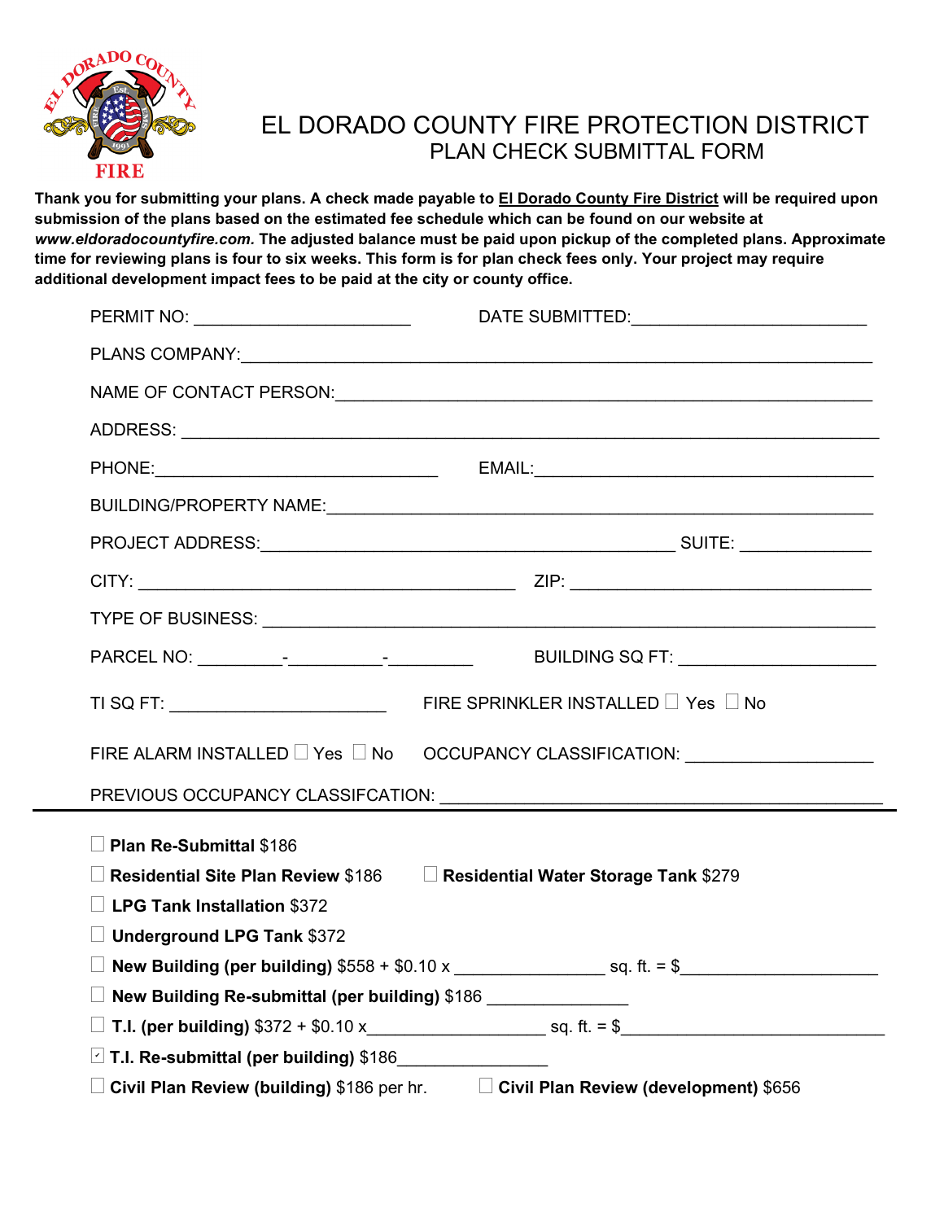FIRE

# EL DORADO COUNTY FIRE PROTECTION DISTRICT

## PLAN CHECK SUBMITTAL FORM

**Thank you for submitting your plans. A check made payable to El Dorado County Fire District will be required upon submission of the plans based on the estimated fee schedule which can be found on our website at *www.eldoradocountyfire.com.* The adjusted balance must be paid upon pickup of the completed plans. Approximate time for reviewing plans is four to six weeks. This form is for plan check fees only. Your project may require additional development impact fees to be paid at the city or county office.**

PERMIT NO: ______________________ DATE SUBMITTED:________________________

PLANS COMPANY:________________________________________________________________

NAME OF CONTACT PERSON:_______________________________________________________

ADDRESS: ______________________________________________________________________

PHONE:______________________________ EMAIL:____________________________________

BUILDING/PROPERTY NAME:_______________________________________________________

PROJECT ADDRESS:____________________________________________ SUITE: _____________

CITY: ________________________________________ ZIP: _______________________________

TYPE OF BUSINESS: _____________________________________________________________

PARCEL NO: _________-__________-_________ BUILDING SQ FT: _____________________

TI SQ FT: _______________________ FIRE SPRINKLER INSTALLED ☐ Yes ☐ No

FIRE ALARM INSTALLED ☐ Yes ☐ No OCCUPANCY CLASSIFICATION: ___________________

PREVIOUS OCCUPANCY CLASSIFCATION: ____________________________________________

---

☐ **Plan Re-Submittal** $186

☐ **Residential Site Plan Review** $186 ☐ **Residential Water Storage Tank** $279

☐ **LPG Tank Installation** $372

☐ **Underground LPG Tank** $372

☐ **New Building (per building)** $558 + $0.10 x _______________ sq. ft. = $____________________

☐ **New Building Re-submittal (per building)** $186 _______________

☐ **T.I. (per building)** $372 + $0.10 x__________________ sq. ft. = $___________________________

☑ **T.I. Re-submittal (per building)** $186________________

☐ **Civil Plan Review (building)** $186 per hr. ☐ **Civil Plan Review (development)** $656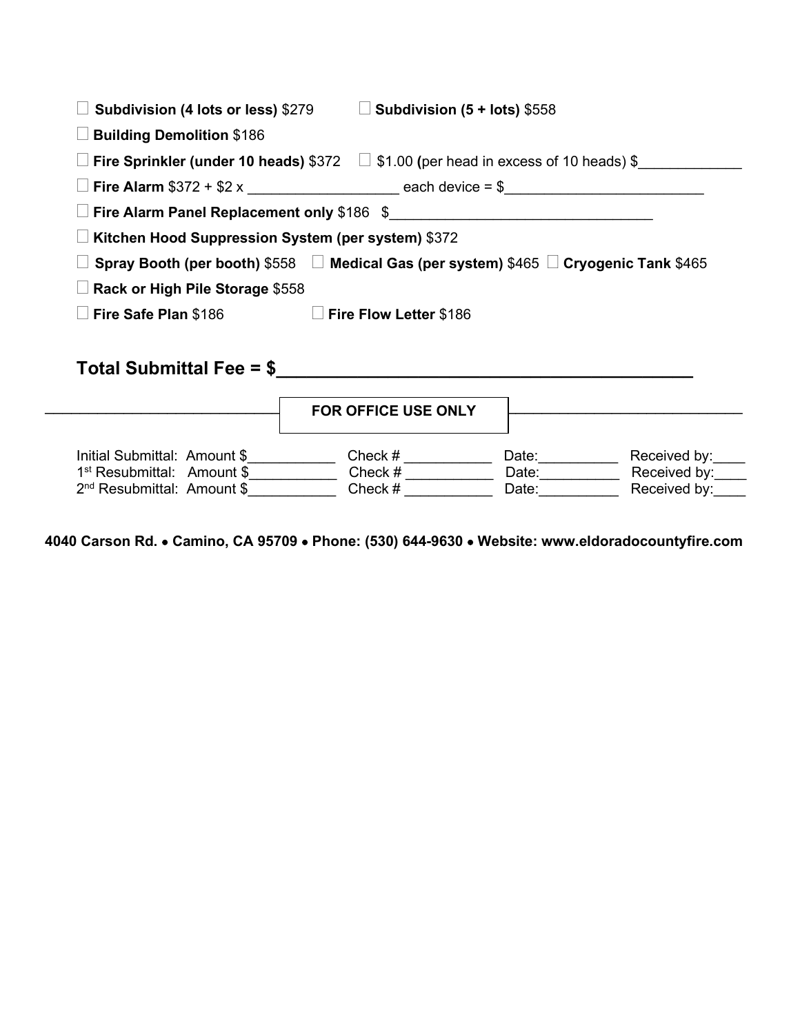☐ **Subdivision (4 lots or less)** $279 ☐ **Subdivision (5 + lots)** $558

☐ **Building Demolition** $186

☐ **Fire Sprinkler (under 10 heads)** $372 ☐ $1.00 **(**per head in excess of 10 heads) $____________

☐ **Fire Alarm** $372 + $2 x _________________ each device = $________________________

☐ **Fire Alarm Panel Replacement only** $186 $_______________________________

☐ **Kitchen Hood Suppression System (per system)** $372

☐ **Spray Booth (per booth)** $558 ☐ **Medical Gas (per system)** $465 ☐ **Cryogenic Tank** $465

☐ **Rack or High Pile Storage** $558

☐ **Fire Safe Plan** $186 ☐ **Fire Flow Letter** $186

## Total Submittal Fee = $_______________________________________

**FOR OFFICE USE ONLY**

| | | | | |
|---|---|---|---|---|
| Initial Submittal: | Amount $__________ | Check # __________ | Date:_________ | Received by:____ |
| 1st Resubmittal: | Amount $__________ | Check # __________ | Date:_________ | Received by:____ |
| 2nd Resubmittal: | Amount $__________ | Check # __________ | Date:_________ | Received by:____ |

**4040 Carson Rd. • Camino, CA 95709 • Phone: (530) 644-9630 • Website: www.eldoradocountyfire.com**